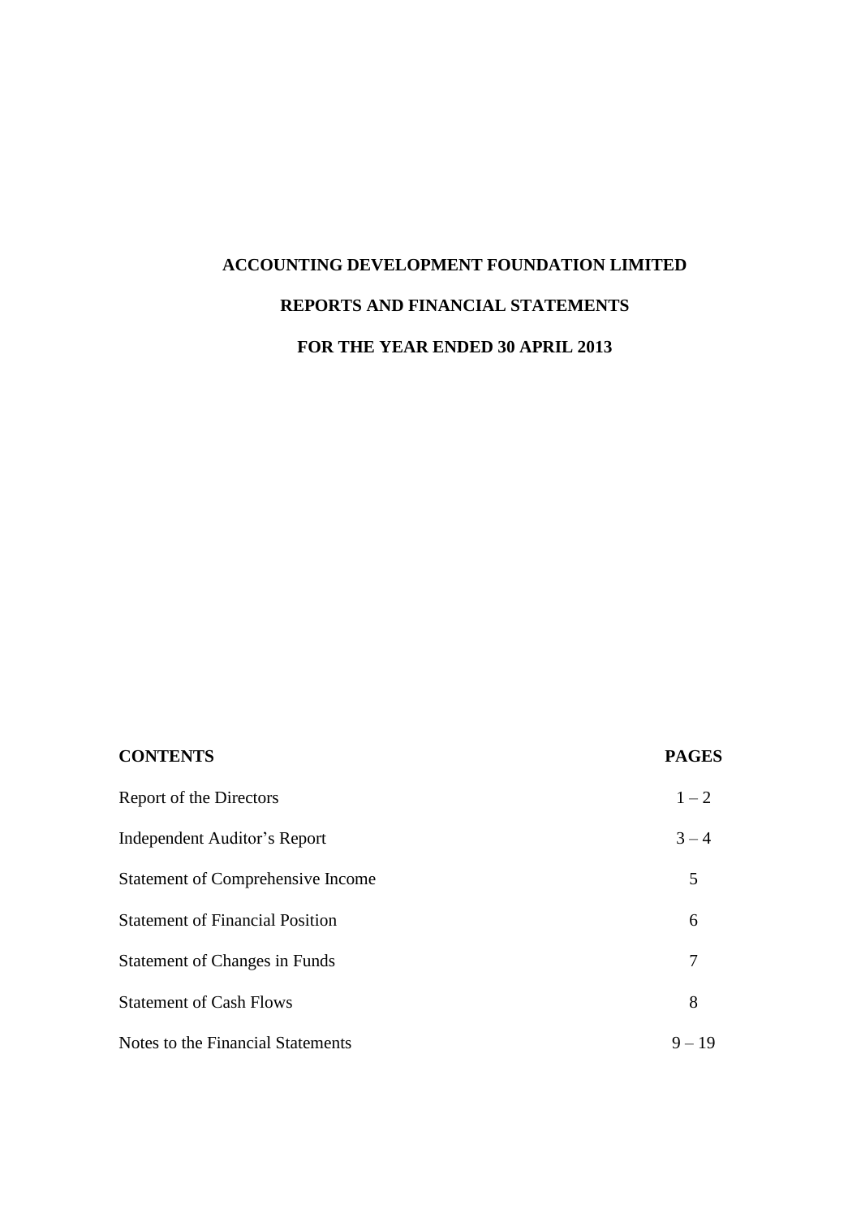# ACCOUNTING DEVELOPMENT FOUNDATION LIMITED

## REPORTS AND FINANCIAL STATEMENTS

## FOR THE YEAR ENDED 30 APRIL 2013

| **CONTENTS** | **PAGES** |
| --- | --- |
| Report of the Directors | 1 – 2 |
| Independent Auditor’s Report | 3 – 4 |
| Statement of Comprehensive Income | 5 |
| Statement of Financial Position | 6 |
| Statement of Changes in Funds | 7 |
| Statement of Cash Flows | 8 |
| Notes to the Financial Statements | 9 – 19 |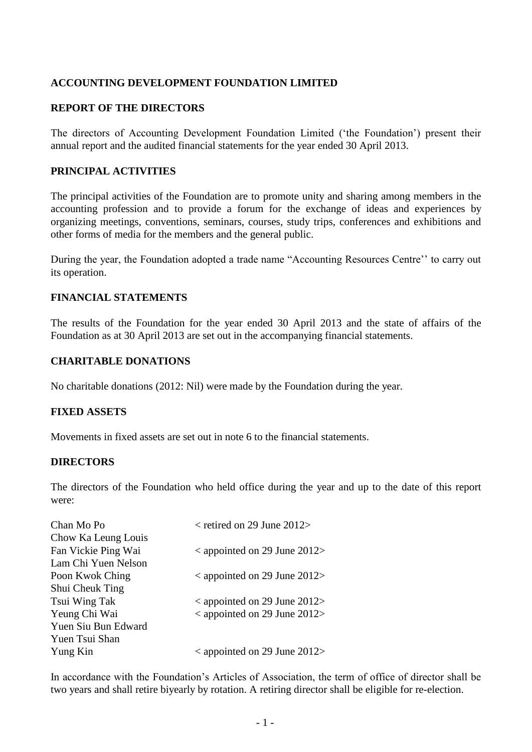**ACCOUNTING DEVELOPMENT FOUNDATION LIMITED**

**REPORT OF THE DIRECTORS**

The directors of Accounting Development Foundation Limited ('the Foundation') present their annual report and the audited financial statements for the year ended 30 April 2013.

**PRINCIPAL ACTIVITIES**

The principal activities of the Foundation are to promote unity and sharing among members in the accounting profession and to provide a forum for the exchange of ideas and experiences by organizing meetings, conventions, seminars, courses, study trips, conferences and exhibitions and other forms of media for the members and the general public.

During the year, the Foundation adopted a trade name "Accounting Resources Centre'' to carry out its operation.

**FINANCIAL STATEMENTS**

The results of the Foundation for the year ended 30 April 2013 and the state of affairs of the Foundation as at 30 April 2013 are set out in the accompanying financial statements.

**CHARITABLE DONATIONS**

No charitable donations (2012: Nil) were made by the Foundation during the year.

**FIXED ASSETS**

Movements in fixed assets are set out in note 6 to the financial statements.

**DIRECTORS**

The directors of the Foundation who held office during the year and up to the date of this report were:

| | |
|---|---|
| Chan Mo Po | < retired on 29 June 2012> |
| Chow Ka Leung Louis | |
| Fan Vickie Ping Wai | < appointed on 29 June 2012> |
| Lam Chi Yuen Nelson | |
| Poon Kwok Ching | < appointed on 29 June 2012> |
| Shui Cheuk Ting | |
| Tsui Wing Tak | < appointed on 29 June 2012> |
| Yeung Chi Wai | < appointed on 29 June 2012> |
| Yuen Siu Bun Edward | |
| Yuen Tsui Shan | |
| Yung Kin | < appointed on 29 June 2012> |

In accordance with the Foundation's Articles of Association, the term of office of director shall be two years and shall retire biyearly by rotation. A retiring director shall be eligible for re-election.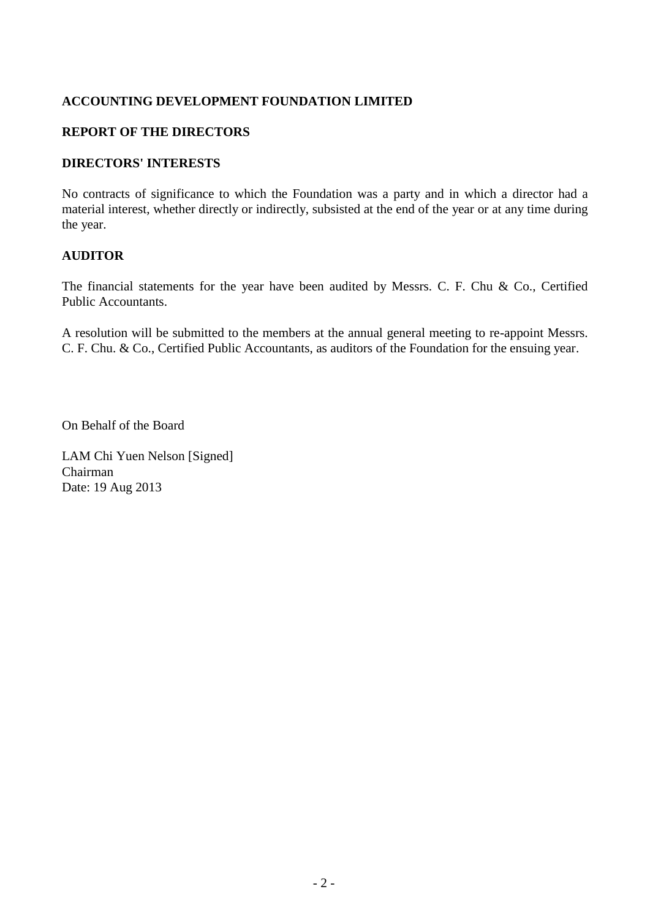**ACCOUNTING DEVELOPMENT FOUNDATION LIMITED**

**REPORT OF THE DIRECTORS**

**DIRECTORS' INTERESTS**

No contracts of significance to which the Foundation was a party and in which a director had a material interest, whether directly or indirectly, subsisted at the end of the year or at any time during the year.

**AUDITOR**

The financial statements for the year have been audited by Messrs. C. F. Chu & Co., Certified Public Accountants.

A resolution will be submitted to the members at the annual general meeting to re-appoint Messrs. C. F. Chu. & Co., Certified Public Accountants, as auditors of the Foundation for the ensuing year.

On Behalf of the Board

LAM Chi Yuen Nelson [Signed]
Chairman
Date: 19 Aug 2013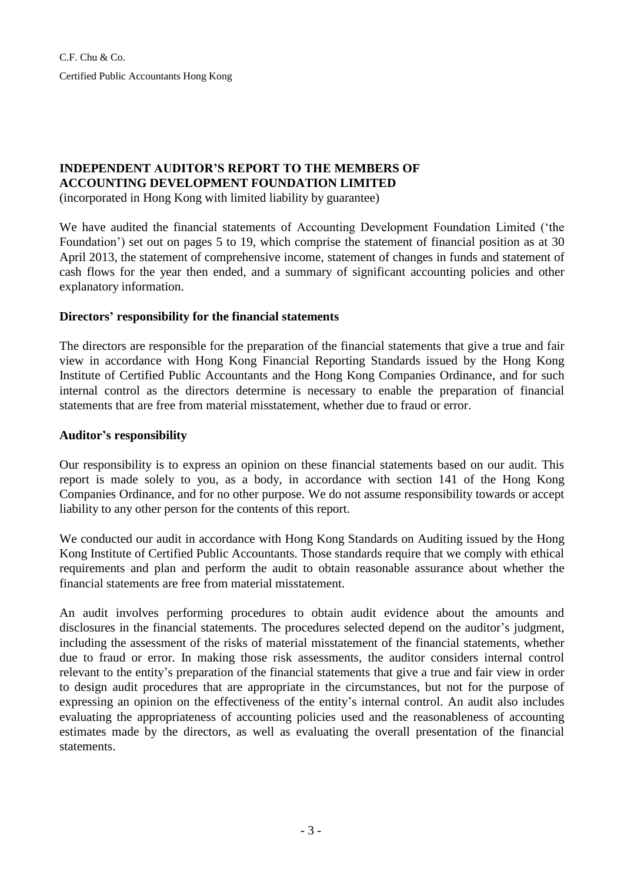C.F. Chu & Co.

Certified Public Accountants Hong Kong

**INDEPENDENT AUDITOR'S REPORT TO THE MEMBERS OF ACCOUNTING DEVELOPMENT FOUNDATION LIMITED**

(incorporated in Hong Kong with limited liability by guarantee)

We have audited the financial statements of Accounting Development Foundation Limited ('the Foundation') set out on pages 5 to 19, which comprise the statement of financial position as at 30 April 2013, the statement of comprehensive income, statement of changes in funds and statement of cash flows for the year then ended, and a summary of significant accounting policies and other explanatory information.

**Directors' responsibility for the financial statements**

The directors are responsible for the preparation of the financial statements that give a true and fair view in accordance with Hong Kong Financial Reporting Standards issued by the Hong Kong Institute of Certified Public Accountants and the Hong Kong Companies Ordinance, and for such internal control as the directors determine is necessary to enable the preparation of financial statements that are free from material misstatement, whether due to fraud or error.

**Auditor's responsibility**

Our responsibility is to express an opinion on these financial statements based on our audit. This report is made solely to you, as a body, in accordance with section 141 of the Hong Kong Companies Ordinance, and for no other purpose. We do not assume responsibility towards or accept liability to any other person for the contents of this report.

We conducted our audit in accordance with Hong Kong Standards on Auditing issued by the Hong Kong Institute of Certified Public Accountants. Those standards require that we comply with ethical requirements and plan and perform the audit to obtain reasonable assurance about whether the financial statements are free from material misstatement.

An audit involves performing procedures to obtain audit evidence about the amounts and disclosures in the financial statements. The procedures selected depend on the auditor's judgment, including the assessment of the risks of material misstatement of the financial statements, whether due to fraud or error. In making those risk assessments, the auditor considers internal control relevant to the entity's preparation of the financial statements that give a true and fair view in order to design audit procedures that are appropriate in the circumstances, but not for the purpose of expressing an opinion on the effectiveness of the entity's internal control. An audit also includes evaluating the appropriateness of accounting policies used and the reasonableness of accounting estimates made by the directors, as well as evaluating the overall presentation of the financial statements.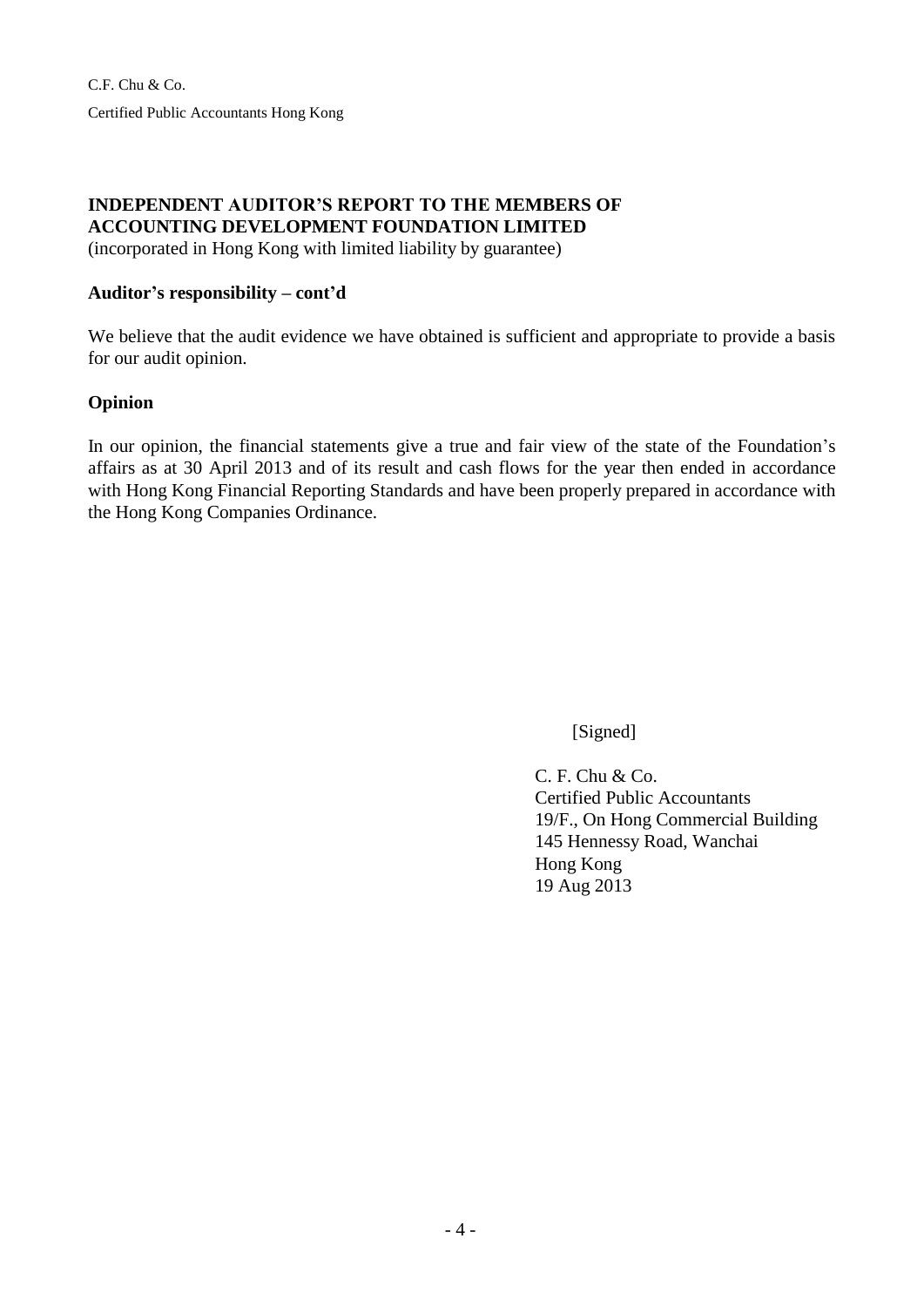C.F. Chu & Co.

Certified Public Accountants Hong Kong

**INDEPENDENT AUDITOR'S REPORT TO THE MEMBERS OF ACCOUNTING DEVELOPMENT FOUNDATION LIMITED**
(incorporated in Hong Kong with limited liability by guarantee)

**Auditor's responsibility – cont'd**

We believe that the audit evidence we have obtained is sufficient and appropriate to provide a basis for our audit opinion.

**Opinion**

In our opinion, the financial statements give a true and fair view of the state of the Foundation's affairs as at 30 April 2013 and of its result and cash flows for the year then ended in accordance with Hong Kong Financial Reporting Standards and have been properly prepared in accordance with the Hong Kong Companies Ordinance.

[Signed]

C. F. Chu & Co.
Certified Public Accountants
19/F., On Hong Commercial Building
145 Hennessy Road, Wanchai
Hong Kong
19 Aug 2013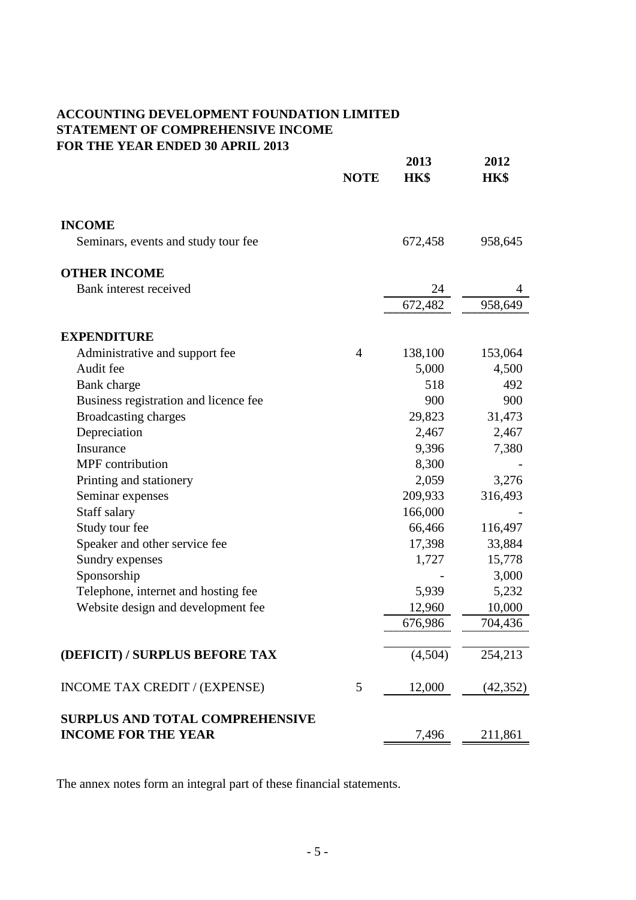# ACCOUNTING DEVELOPMENT FOUNDATION LIMITED
## STATEMENT OF COMPREHENSIVE INCOME
## FOR THE YEAR ENDED 30 APRIL 2013

| | NOTE | 2013 HK$ | 2012 HK$ |
|---|---|---|---|
| **INCOME** | | | |
| Seminars, events and study tour fee | | 672,458 | 958,645 |
| **OTHER INCOME** | | | |
| Bank interest received | | 24 | 4 |
| | | 672,482 | 958,649 |
| **EXPENDITURE** | | | |
| Administrative and support fee | 4 | 138,100 | 153,064 |
| Audit fee | | 5,000 | 4,500 |
| Bank charge | | 518 | 492 |
| Business registration and licence fee | | 900 | 900 |
| Broadcasting charges | | 29,823 | 31,473 |
| Depreciation | | 2,467 | 2,467 |
| Insurance | | 9,396 | 7,380 |
| MPF contribution | | 8,300 | - |
| Printing and stationery | | 2,059 | 3,276 |
| Seminar expenses | | 209,933 | 316,493 |
| Staff salary | | 166,000 | - |
| Study tour fee | | 66,466 | 116,497 |
| Speaker and other service fee | | 17,398 | 33,884 |
| Sundry expenses | | 1,727 | 15,778 |
| Sponsorship | | - | 3,000 |
| Telephone, internet and hosting fee | | 5,939 | 5,232 |
| Website design and development fee | | 12,960 | 10,000 |
| | | 676,986 | 704,436 |
| **(DEFICIT) / SURPLUS BEFORE TAX** | | (4,504) | 254,213 |
| INCOME TAX CREDIT / (EXPENSE) | 5 | 12,000 | (42,352) |
| **SURPLUS AND TOTAL COMPREHENSIVE INCOME FOR THE YEAR** | | 7,496 | 211,861 |

The annex notes form an integral part of these financial statements.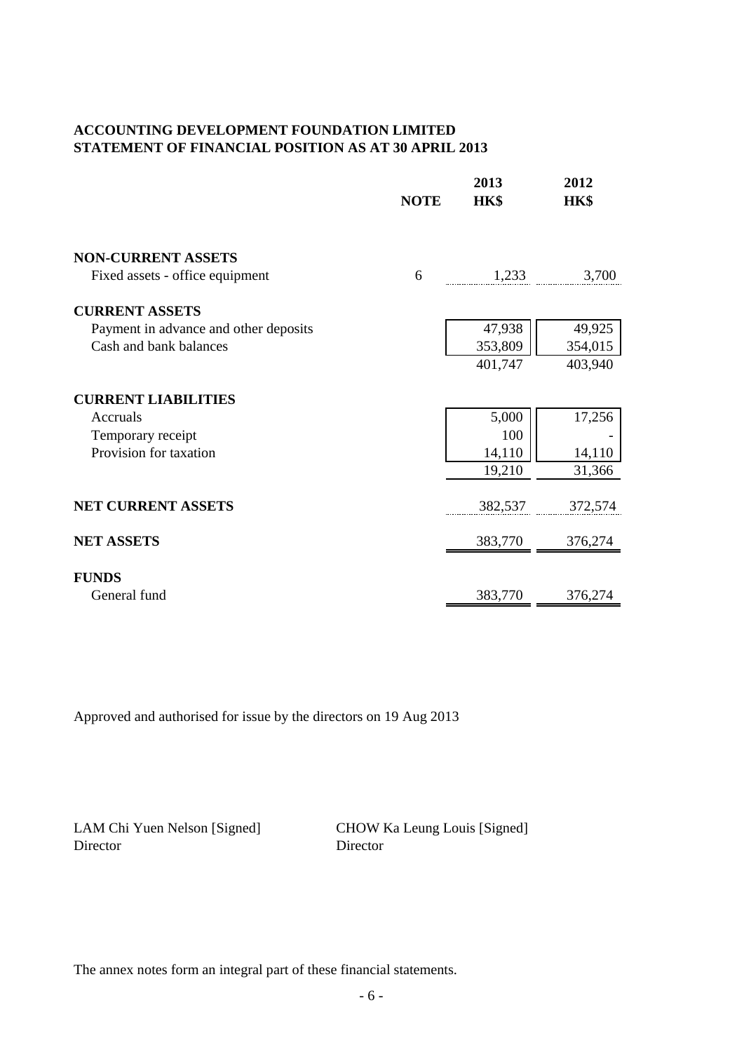**ACCOUNTING DEVELOPMENT FOUNDATION LIMITED**
**STATEMENT OF FINANCIAL POSITION AS AT 30 APRIL 2013**

| | NOTE | 2013 HK$ | 2012 HK$ |
|---|---|---|---|
| **NON-CURRENT ASSETS** | | | |
| Fixed assets - office equipment | 6 | 1,233 | 3,700 |
| **CURRENT ASSETS** | | | |
| Payment in advance and other deposits | | 47,938 | 49,925 |
| Cash and bank balances | | 353,809 | 354,015 |
| | | 401,747 | 403,940 |
| **CURRENT LIABILITIES** | | | |
| Accruals | | 5,000 | 17,256 |
| Temporary receipt | | 100 | - |
| Provision for taxation | | 14,110 | 14,110 |
| | | 19,210 | 31,366 |
| **NET CURRENT ASSETS** | | 382,537 | 372,574 |
| **NET ASSETS** | | 383,770 | 376,274 |
| **FUNDS** | | | |
| General fund | | 383,770 | 376,274 |

Approved and authorised for issue by the directors on 19 Aug 2013

LAM Chi Yuen Nelson [Signed]
Director

CHOW Ka Leung Louis [Signed]
Director

The annex notes form an integral part of these financial statements.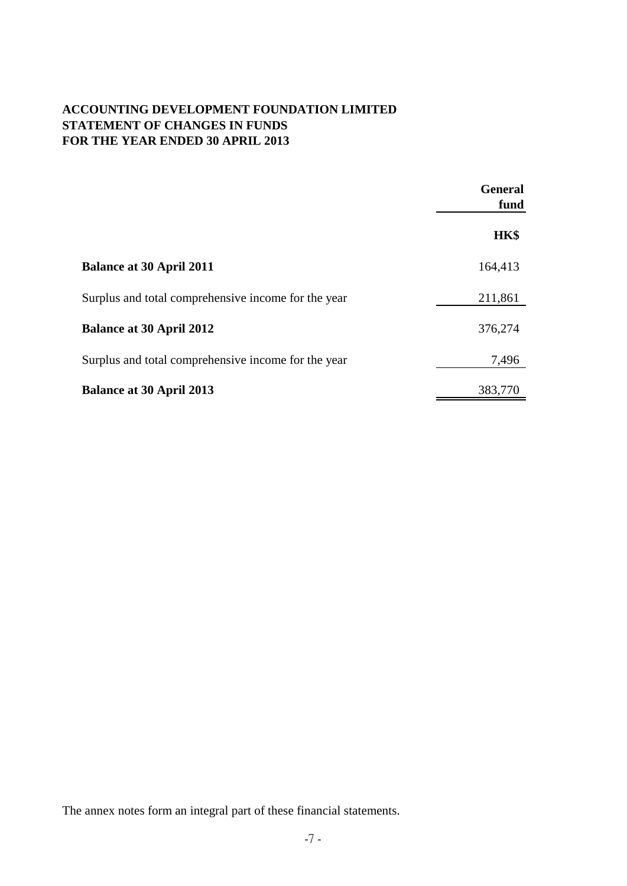**ACCOUNTING DEVELOPMENT FOUNDATION LIMITED**
**STATEMENT OF CHANGES IN FUNDS**
**FOR THE YEAR ENDED 30 APRIL 2013**

| | General fund |
|---|---|
| | **HK$** |
| **Balance at 30 April 2011** | 164,413 |
| Surplus and total comprehensive income for the year | 211,861 |
| **Balance at 30 April 2012** | 376,274 |
| Surplus and total comprehensive income for the year | 7,496 |
| **Balance at 30 April 2013** | 383,770 |

The annex notes form an integral part of these financial statements.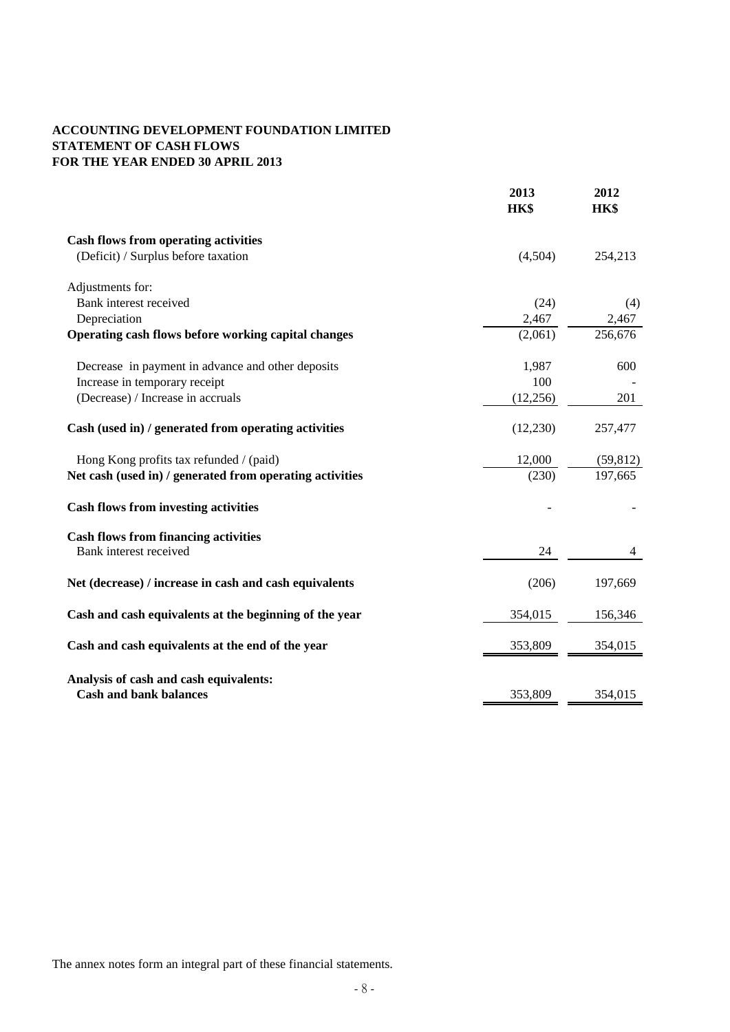**ACCOUNTING DEVELOPMENT FOUNDATION LIMITED**
**STATEMENT OF CASH FLOWS**
**FOR THE YEAR ENDED 30 APRIL 2013**

| | 2013 HK$ | 2012 HK$ |
|---|---|---|
| **Cash flows from operating activities** | | |
| (Deficit) / Surplus before taxation | (4,504) | 254,213 |
| Adjustments for: | | |
| Bank interest received | (24) | (4) |
| Depreciation | 2,467 | 2,467 |
| **Operating cash flows before working capital changes** | (2,061) | 256,676 |
| Decrease in payment in advance and other deposits | 1,987 | 600 |
| Increase in temporary receipt | 100 | - |
| (Decrease) / Increase in accruals | (12,256) | 201 |
| **Cash (used in) / generated from operating activities** | (12,230) | 257,477 |
| Hong Kong profits tax refunded / (paid) | 12,000 | (59,812) |
| **Net cash (used in) / generated from operating activities** | (230) | 197,665 |
| **Cash flows from investing activities** | - | - |
| **Cash flows from financing activities** | | |
| Bank interest received | 24 | 4 |
| **Net (decrease) / increase in cash and cash equivalents** | (206) | 197,669 |
| **Cash and cash equivalents at the beginning of the year** | 354,015 | 156,346 |
| **Cash and cash equivalents at the end of the year** | 353,809 | 354,015 |
| **Analysis of cash and cash equivalents:** | | |
| **Cash and bank balances** | 353,809 | 354,015 |

The annex notes form an integral part of these financial statements.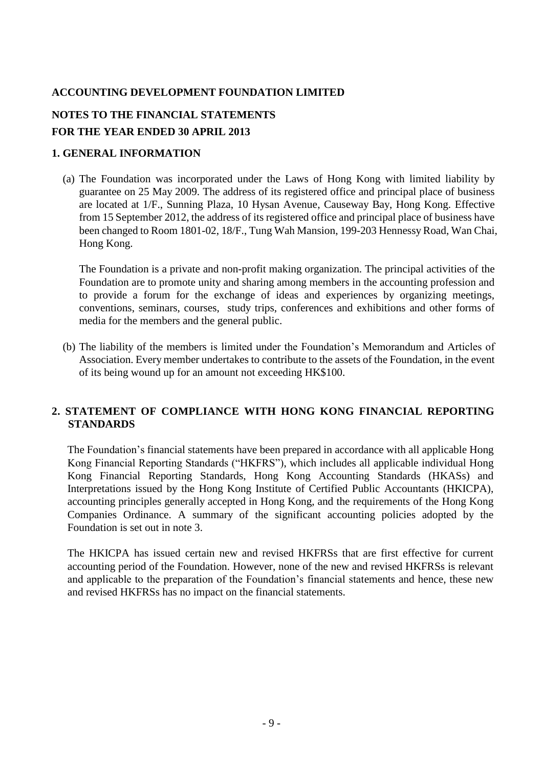**ACCOUNTING DEVELOPMENT FOUNDATION LIMITED**

**NOTES TO THE FINANCIAL STATEMENTS**
**FOR THE YEAR ENDED 30 APRIL 2013**

## 1. GENERAL INFORMATION

(a) The Foundation was incorporated under the Laws of Hong Kong with limited liability by guarantee on 25 May 2009. The address of its registered office and principal place of business are located at 1/F., Sunning Plaza, 10 Hysan Avenue, Causeway Bay, Hong Kong. Effective from 15 September 2012, the address of its registered office and principal place of business have been changed to Room 1801-02, 18/F., Tung Wah Mansion, 199-203 Hennessy Road, Wan Chai, Hong Kong.

The Foundation is a private and non-profit making organization. The principal activities of the Foundation are to promote unity and sharing among members in the accounting profession and to provide a forum for the exchange of ideas and experiences by organizing meetings, conventions, seminars, courses, study trips, conferences and exhibitions and other forms of media for the members and the general public.

(b) The liability of the members is limited under the Foundation's Memorandum and Articles of Association. Every member undertakes to contribute to the assets of the Foundation, in the event of its being wound up for an amount not exceeding HK$100.

## 2. STATEMENT OF COMPLIANCE WITH HONG KONG FINANCIAL REPORTING STANDARDS

The Foundation's financial statements have been prepared in accordance with all applicable Hong Kong Financial Reporting Standards ("HKFRS"), which includes all applicable individual Hong Kong Financial Reporting Standards, Hong Kong Accounting Standards (HKASs) and Interpretations issued by the Hong Kong Institute of Certified Public Accountants (HKICPA), accounting principles generally accepted in Hong Kong, and the requirements of the Hong Kong Companies Ordinance. A summary of the significant accounting policies adopted by the Foundation is set out in note 3.

The HKICPA has issued certain new and revised HKFRSs that are first effective for current accounting period of the Foundation. However, none of the new and revised HKFRSs is relevant and applicable to the preparation of the Foundation's financial statements and hence, these new and revised HKFRSs has no impact on the financial statements.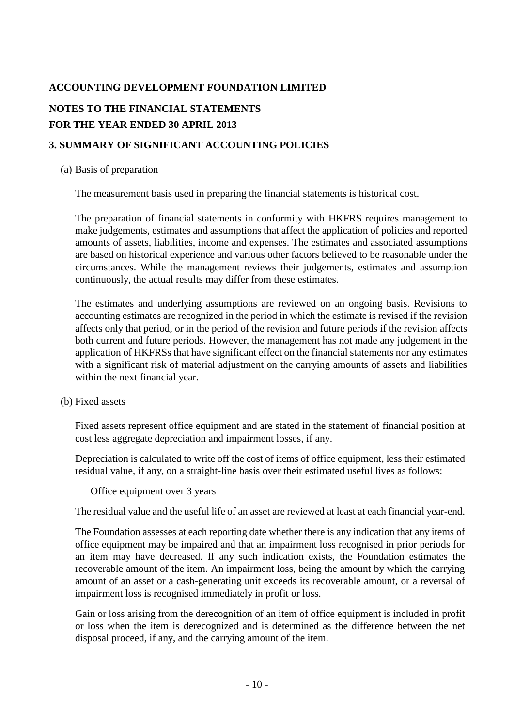**ACCOUNTING DEVELOPMENT FOUNDATION LIMITED**

**NOTES TO THE FINANCIAL STATEMENTS**
**FOR THE YEAR ENDED 30 APRIL 2013**

## 3. SUMMARY OF SIGNIFICANT ACCOUNTING POLICIES

(a) Basis of preparation

The measurement basis used in preparing the financial statements is historical cost.

The preparation of financial statements in conformity with HKFRS requires management to make judgements, estimates and assumptions that affect the application of policies and reported amounts of assets, liabilities, income and expenses. The estimates and associated assumptions are based on historical experience and various other factors believed to be reasonable under the circumstances. While the management reviews their judgements, estimates and assumption continuously, the actual results may differ from these estimates.

The estimates and underlying assumptions are reviewed on an ongoing basis. Revisions to accounting estimates are recognized in the period in which the estimate is revised if the revision affects only that period, or in the period of the revision and future periods if the revision affects both current and future periods. However, the management has not made any judgement in the application of HKFRSs that have significant effect on the financial statements nor any estimates with a significant risk of material adjustment on the carrying amounts of assets and liabilities within the next financial year.

(b) Fixed assets

Fixed assets represent office equipment and are stated in the statement of financial position at cost less aggregate depreciation and impairment losses, if any.

Depreciation is calculated to write off the cost of items of office equipment, less their estimated residual value, if any, on a straight-line basis over their estimated useful lives as follows:

Office equipment over 3 years

The residual value and the useful life of an asset are reviewed at least at each financial year-end.

The Foundation assesses at each reporting date whether there is any indication that any items of office equipment may be impaired and that an impairment loss recognised in prior periods for an item may have decreased. If any such indication exists, the Foundation estimates the recoverable amount of the item. An impairment loss, being the amount by which the carrying amount of an asset or a cash-generating unit exceeds its recoverable amount, or a reversal of impairment loss is recognised immediately in profit or loss.

Gain or loss arising from the derecognition of an item of office equipment is included in profit or loss when the item is derecognized and is determined as the difference between the net disposal proceed, if any, and the carrying amount of the item.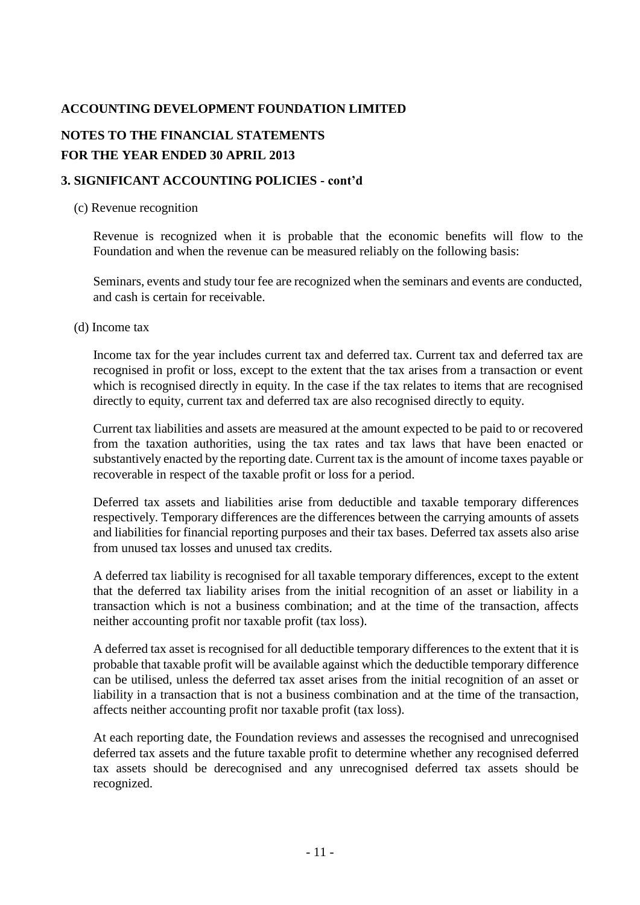**ACCOUNTING DEVELOPMENT FOUNDATION LIMITED**

**NOTES TO THE FINANCIAL STATEMENTS**

**FOR THE YEAR ENDED 30 APRIL 2013**

**3. SIGNIFICANT ACCOUNTING POLICIES - cont'd**

(c) Revenue recognition

Revenue is recognized when it is probable that the economic benefits will flow to the Foundation and when the revenue can be measured reliably on the following basis:

Seminars, events and study tour fee are recognized when the seminars and events are conducted, and cash is certain for receivable.

(d) Income tax

Income tax for the year includes current tax and deferred tax. Current tax and deferred tax are recognised in profit or loss, except to the extent that the tax arises from a transaction or event which is recognised directly in equity. In the case if the tax relates to items that are recognised directly to equity, current tax and deferred tax are also recognised directly to equity.

Current tax liabilities and assets are measured at the amount expected to be paid to or recovered from the taxation authorities, using the tax rates and tax laws that have been enacted or substantively enacted by the reporting date. Current tax is the amount of income taxes payable or recoverable in respect of the taxable profit or loss for a period.

Deferred tax assets and liabilities arise from deductible and taxable temporary differences respectively. Temporary differences are the differences between the carrying amounts of assets and liabilities for financial reporting purposes and their tax bases. Deferred tax assets also arise from unused tax losses and unused tax credits.

A deferred tax liability is recognised for all taxable temporary differences, except to the extent that the deferred tax liability arises from the initial recognition of an asset or liability in a transaction which is not a business combination; and at the time of the transaction, affects neither accounting profit nor taxable profit (tax loss).

A deferred tax asset is recognised for all deductible temporary differences to the extent that it is probable that taxable profit will be available against which the deductible temporary difference can be utilised, unless the deferred tax asset arises from the initial recognition of an asset or liability in a transaction that is not a business combination and at the time of the transaction, affects neither accounting profit nor taxable profit (tax loss).

At each reporting date, the Foundation reviews and assesses the recognised and unrecognised deferred tax assets and the future taxable profit to determine whether any recognised deferred tax assets should be derecognised and any unrecognised deferred tax assets should be recognized.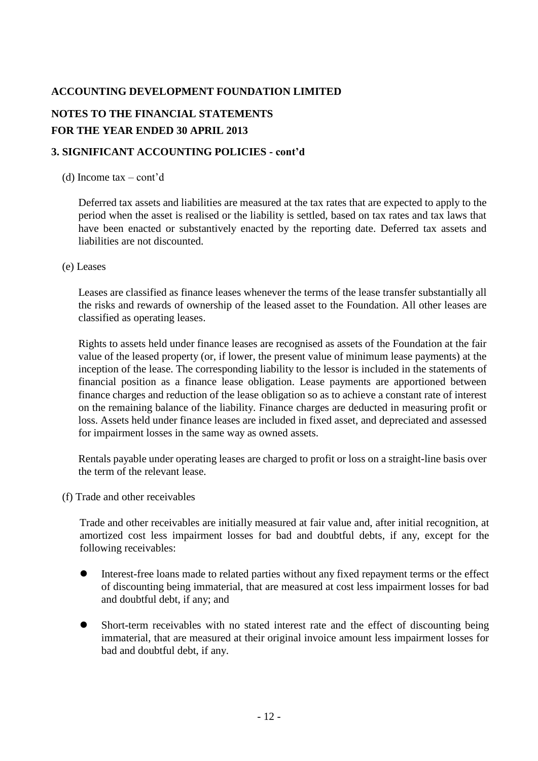**ACCOUNTING DEVELOPMENT FOUNDATION LIMITED**

**NOTES TO THE FINANCIAL STATEMENTS**
**FOR THE YEAR ENDED 30 APRIL 2013**

**3. SIGNIFICANT ACCOUNTING POLICIES - cont'd**

(d) Income tax – cont'd

Deferred tax assets and liabilities are measured at the tax rates that are expected to apply to the period when the asset is realised or the liability is settled, based on tax rates and tax laws that have been enacted or substantively enacted by the reporting date. Deferred tax assets and liabilities are not discounted.

(e) Leases

Leases are classified as finance leases whenever the terms of the lease transfer substantially all the risks and rewards of ownership of the leased asset to the Foundation. All other leases are classified as operating leases.

Rights to assets held under finance leases are recognised as assets of the Foundation at the fair value of the leased property (or, if lower, the present value of minimum lease payments) at the inception of the lease. The corresponding liability to the lessor is included in the statements of financial position as a finance lease obligation. Lease payments are apportioned between finance charges and reduction of the lease obligation so as to achieve a constant rate of interest on the remaining balance of the liability. Finance charges are deducted in measuring profit or loss. Assets held under finance leases are included in fixed asset, and depreciated and assessed for impairment losses in the same way as owned assets.

Rentals payable under operating leases are charged to profit or loss on a straight-line basis over the term of the relevant lease.

(f) Trade and other receivables

Trade and other receivables are initially measured at fair value and, after initial recognition, at amortized cost less impairment losses for bad and doubtful debts, if any, except for the following receivables:

- Interest-free loans made to related parties without any fixed repayment terms or the effect of discounting being immaterial, that are measured at cost less impairment losses for bad and doubtful debt, if any; and
- Short-term receivables with no stated interest rate and the effect of discounting being immaterial, that are measured at their original invoice amount less impairment losses for bad and doubtful debt, if any.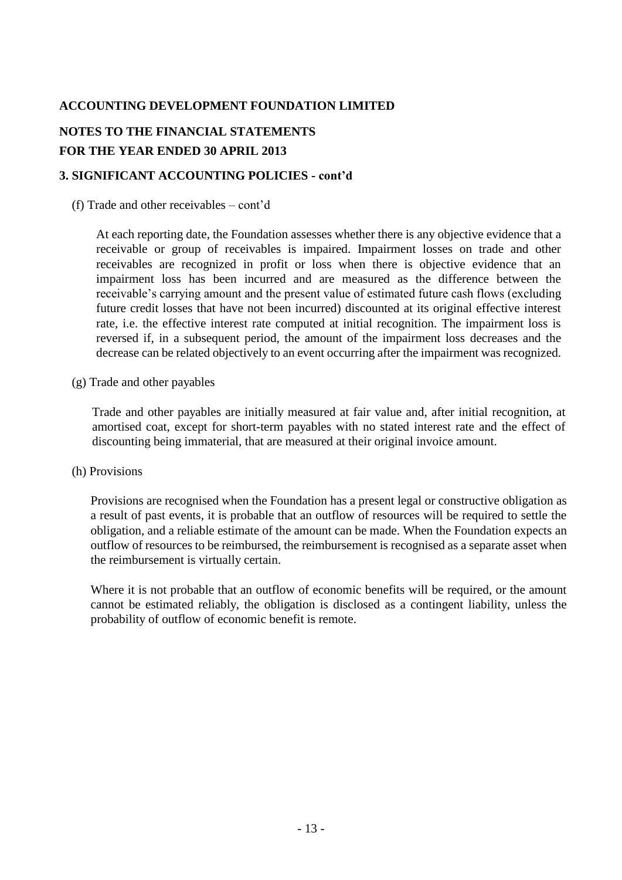**ACCOUNTING DEVELOPMENT FOUNDATION LIMITED**

**NOTES TO THE FINANCIAL STATEMENTS**
**FOR THE YEAR ENDED 30 APRIL 2013**

**3. SIGNIFICANT ACCOUNTING POLICIES - cont'd**

(f) Trade and other receivables – cont'd

At each reporting date, the Foundation assesses whether there is any objective evidence that a receivable or group of receivables is impaired. Impairment losses on trade and other receivables are recognized in profit or loss when there is objective evidence that an impairment loss has been incurred and are measured as the difference between the receivable's carrying amount and the present value of estimated future cash flows (excluding future credit losses that have not been incurred) discounted at its original effective interest rate, i.e. the effective interest rate computed at initial recognition. The impairment loss is reversed if, in a subsequent period, the amount of the impairment loss decreases and the decrease can be related objectively to an event occurring after the impairment was recognized.

(g) Trade and other payables

Trade and other payables are initially measured at fair value and, after initial recognition, at amortised coat, except for short-term payables with no stated interest rate and the effect of discounting being immaterial, that are measured at their original invoice amount.

(h) Provisions

Provisions are recognised when the Foundation has a present legal or constructive obligation as a result of past events, it is probable that an outflow of resources will be required to settle the obligation, and a reliable estimate of the amount can be made. When the Foundation expects an outflow of resources to be reimbursed, the reimbursement is recognised as a separate asset when the reimbursement is virtually certain.

Where it is not probable that an outflow of economic benefits will be required, or the amount cannot be estimated reliably, the obligation is disclosed as a contingent liability, unless the probability of outflow of economic benefit is remote.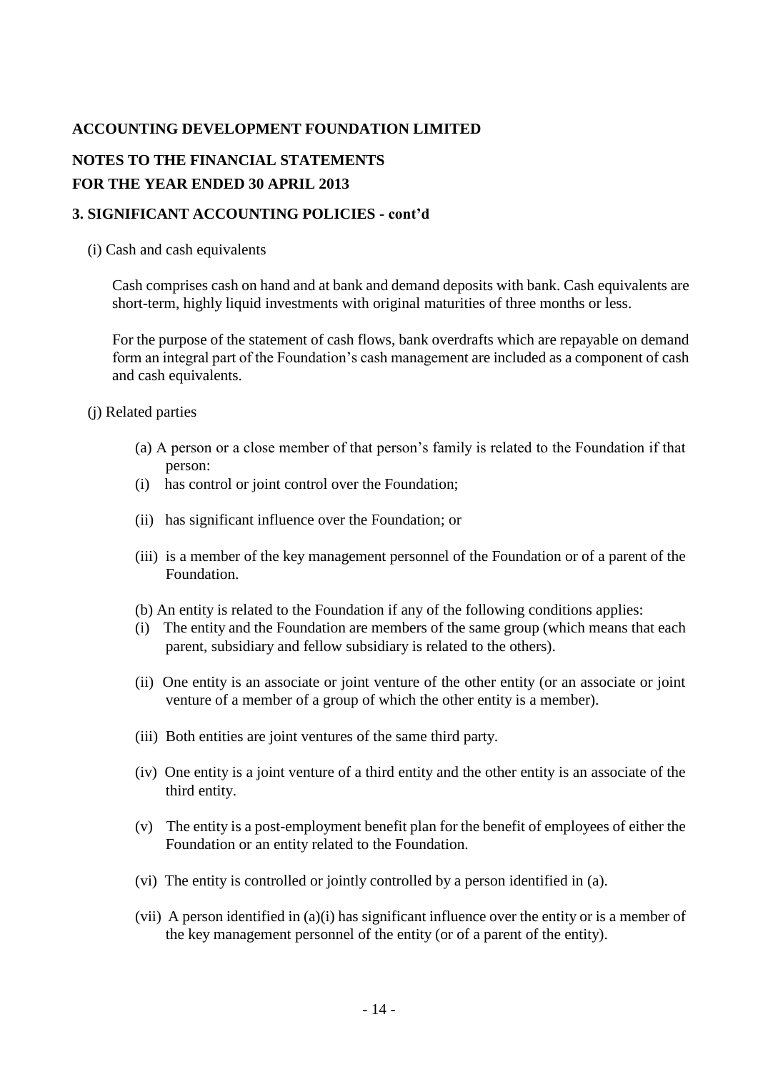**ACCOUNTING DEVELOPMENT FOUNDATION LIMITED**

**NOTES TO THE FINANCIAL STATEMENTS**
**FOR THE YEAR ENDED 30 APRIL 2013**

**3. SIGNIFICANT ACCOUNTING POLICIES - cont'd**

(i) Cash and cash equivalents

Cash comprises cash on hand and at bank and demand deposits with bank. Cash equivalents are short-term, highly liquid investments with original maturities of three months or less.

For the purpose of the statement of cash flows, bank overdrafts which are repayable on demand form an integral part of the Foundation's cash management are included as a component of cash and cash equivalents.

(j) Related parties

(a) A person or a close member of that person's family is related to the Foundation if that person:

(i) has control or joint control over the Foundation;

(ii) has significant influence over the Foundation; or

(iii) is a member of the key management personnel of the Foundation or of a parent of the Foundation.

(b) An entity is related to the Foundation if any of the following conditions applies:

(i) The entity and the Foundation are members of the same group (which means that each parent, subsidiary and fellow subsidiary is related to the others).

(ii) One entity is an associate or joint venture of the other entity (or an associate or joint venture of a member of a group of which the other entity is a member).

(iii) Both entities are joint ventures of the same third party.

(iv) One entity is a joint venture of a third entity and the other entity is an associate of the third entity.

(v) The entity is a post-employment benefit plan for the benefit of employees of either the Foundation or an entity related to the Foundation.

(vi) The entity is controlled or jointly controlled by a person identified in (a).

(vii) A person identified in (a)(i) has significant influence over the entity or is a member of the key management personnel of the entity (or of a parent of the entity).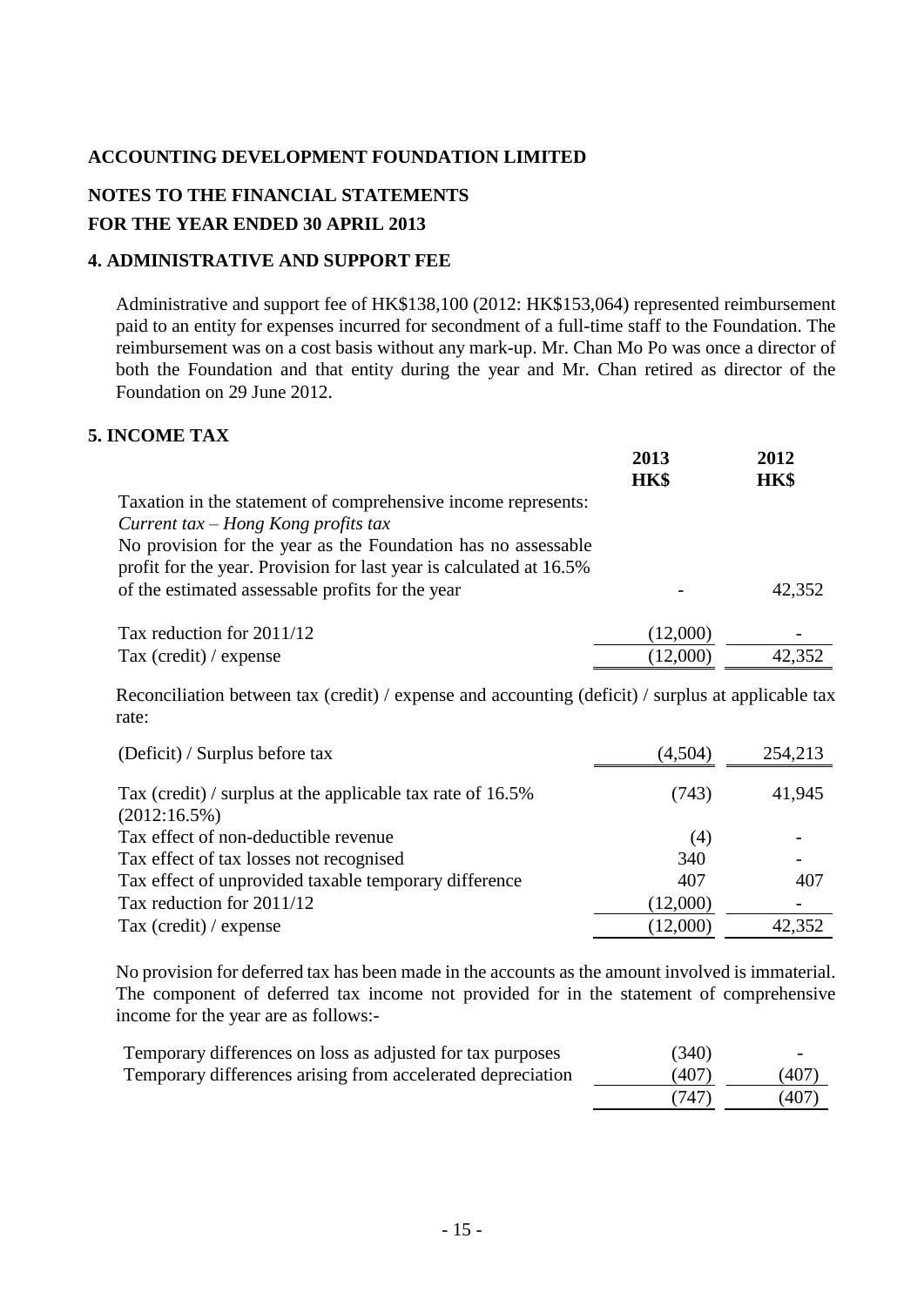**ACCOUNTING DEVELOPMENT FOUNDATION LIMITED**

**NOTES TO THE FINANCIAL STATEMENTS**
**FOR THE YEAR ENDED 30 APRIL 2013**

## 4. ADMINISTRATIVE AND SUPPORT FEE

Administrative and support fee of HK$138,100 (2012: HK$153,064) represented reimbursement paid to an entity for expenses incurred for secondment of a full-time staff to the Foundation. The reimbursement was on a cost basis without any mark-up. Mr. Chan Mo Po was once a director of both the Foundation and that entity during the year and Mr. Chan retired as director of the Foundation on 29 June 2012.

## 5. INCOME TAX

| | 2013 HK$ | 2012 HK$ |
|---|---|---|
| Taxation in the statement of comprehensive income represents: | | |
| *Current tax – Hong Kong profits tax* | | |
| No provision for the year as the Foundation has no assessable profit for the year. Provision for last year is calculated at 16.5% of the estimated assessable profits for the year | - | 42,352 |
| Tax reduction for 2011/12 | (12,000) | - |
| Tax (credit) / expense | (12,000) | 42,352 |

Reconciliation between tax (credit) / expense and accounting (deficit) / surplus at applicable tax rate:

| | 2013 HK$ | 2012 HK$ |
|---|---|---|
| (Deficit) / Surplus before tax | (4,504) | 254,213 |
| Tax (credit) / surplus at the applicable tax rate of 16.5% (2012:16.5%) | (743) | 41,945 |
| Tax effect of non-deductible revenue | (4) | - |
| Tax effect of tax losses not recognised | 340 | - |
| Tax effect of unprovided taxable temporary difference | 407 | 407 |
| Tax reduction for 2011/12 | (12,000) | - |
| Tax (credit) / expense | (12,000) | 42,352 |

No provision for deferred tax has been made in the accounts as the amount involved is immaterial. The component of deferred tax income not provided for in the statement of comprehensive income for the year are as follows:-

| | 2013 HK$ | 2012 HK$ |
|---|---|---|
| Temporary differences on loss as adjusted for tax purposes | (340) | - |
| Temporary differences arising from accelerated depreciation | (407) | (407) |
| | (747) | (407) |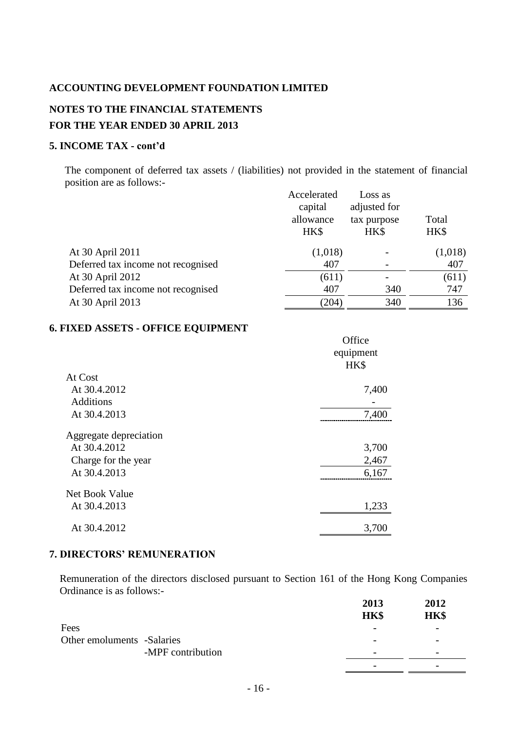**ACCOUNTING DEVELOPMENT FOUNDATION LIMITED**

**NOTES TO THE FINANCIAL STATEMENTS**

**FOR THE YEAR ENDED 30 APRIL 2013**

### 5. INCOME TAX - cont'd

The component of deferred tax assets / (liabilities) not provided in the statement of financial position are as follows:-

| | Accelerated capital allowance HK$ | Loss as adjusted for tax purpose HK$ | Total HK$ |
|---|---|---|---|
| At 30 April 2011 | (1,018) | - | (1,018) |
| Deferred tax income not recognised | 407 | - | 407 |
| At 30 April 2012 | (611) | - | (611) |
| Deferred tax income not recognised | 407 | 340 | 747 |
| At 30 April 2013 | (204) | 340 | 136 |

### 6. FIXED ASSETS - OFFICE EQUIPMENT

| | Office equipment HK$ |
|---|---|
| At Cost | |
| At 30.4.2012 | 7,400 |
| Additions | - |
| At 30.4.2013 | 7,400 |
| Aggregate depreciation | |
| At 30.4.2012 | 3,700 |
| Charge for the year | 2,467 |
| At 30.4.2013 | 6,167 |
| Net Book Value | |
| At 30.4.2013 | 1,233 |
| At 30.4.2012 | 3,700 |

### 7. DIRECTORS' REMUNERATION

Remuneration of the directors disclosed pursuant to Section 161 of the Hong Kong Companies Ordinance is as follows:-

| | | **2013 HK$** | **2012 HK$** |
|---|---|---|---|
| Fees | | - | - |
| Other emoluments | -Salaries | - | - |
| | -MPF contribution | - | - |
| | | - | - |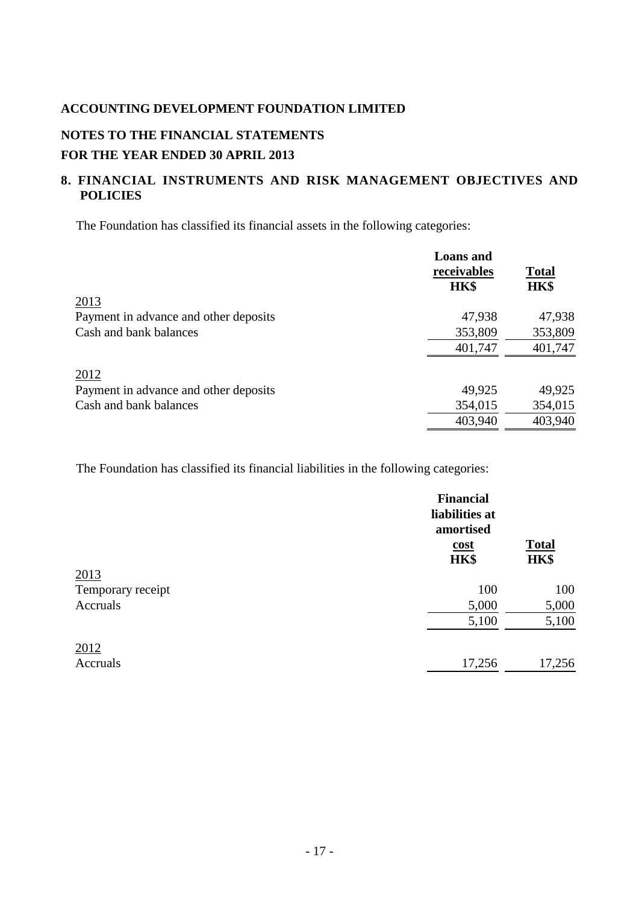**ACCOUNTING DEVELOPMENT FOUNDATION LIMITED**

**NOTES TO THE FINANCIAL STATEMENTS**

**FOR THE YEAR ENDED 30 APRIL 2013**

## 8. FINANCIAL INSTRUMENTS AND RISK MANAGEMENT OBJECTIVES AND POLICIES

The Foundation has classified its financial assets in the following categories:

| | Loans and receivables HK$ | Total HK$ |
|---|---|---|
| 2013 | | |
| Payment in advance and other deposits | 47,938 | 47,938 |
| Cash and bank balances | 353,809 | 353,809 |
| | 401,747 | 401,747 |
| 2012 | | |
| Payment in advance and other deposits | 49,925 | 49,925 |
| Cash and bank balances | 354,015 | 354,015 |
| | 403,940 | 403,940 |

The Foundation has classified its financial liabilities in the following categories:

| | Financial liabilities at amortised cost HK$ | Total HK$ |
|---|---|---|
| 2013 | | |
| Temporary receipt | 100 | 100 |
| Accruals | 5,000 | 5,000 |
| | 5,100 | 5,100 |
| 2012 | | |
| Accruals | 17,256 | 17,256 |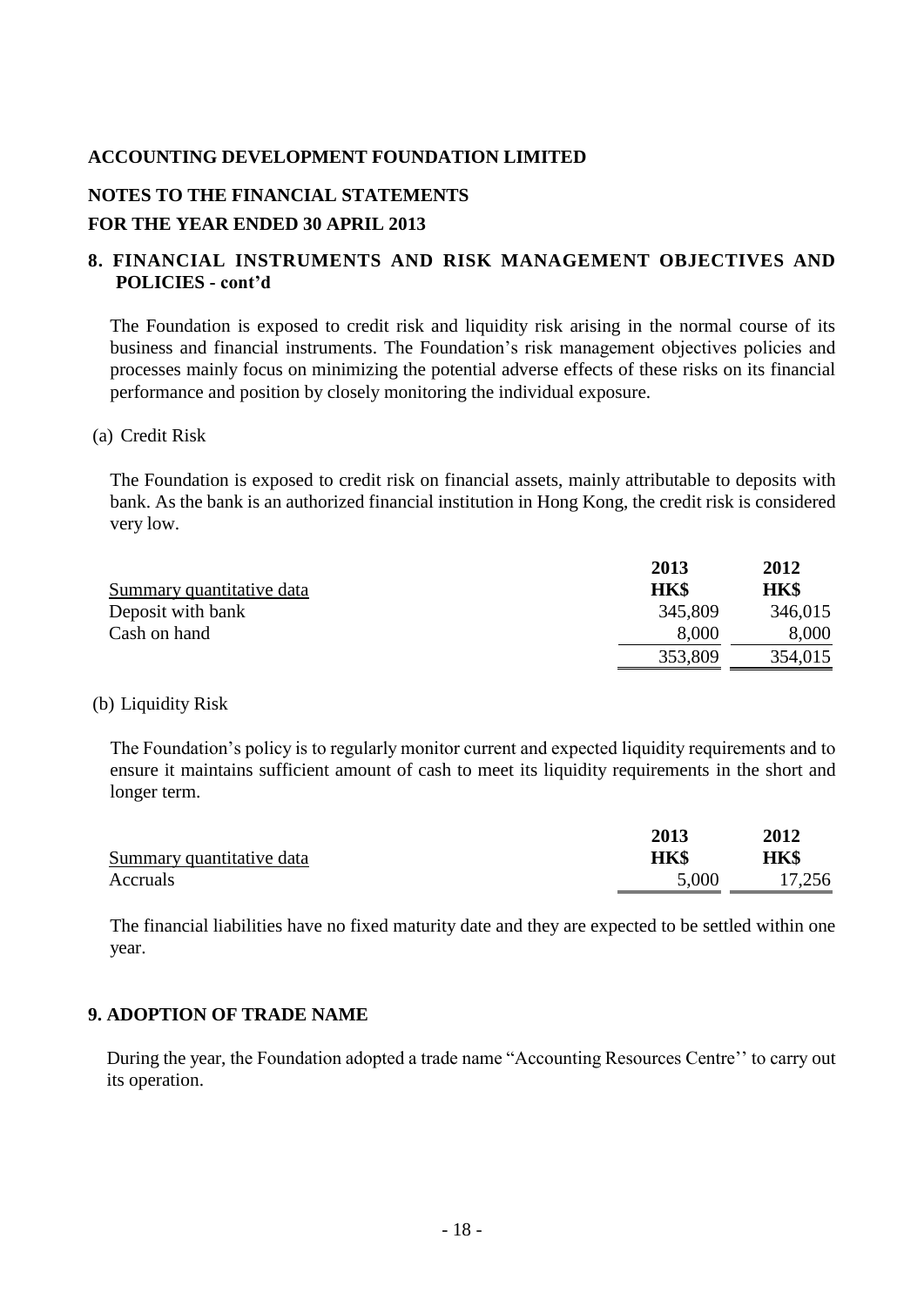**ACCOUNTING DEVELOPMENT FOUNDATION LIMITED**

**NOTES TO THE FINANCIAL STATEMENTS**

**FOR THE YEAR ENDED 30 APRIL 2013**

## 8. FINANCIAL INSTRUMENTS AND RISK MANAGEMENT OBJECTIVES AND POLICIES - cont'd

The Foundation is exposed to credit risk and liquidity risk arising in the normal course of its business and financial instruments. The Foundation's risk management objectives policies and processes mainly focus on minimizing the potential adverse effects of these risks on its financial performance and position by closely monitoring the individual exposure.

(a) Credit Risk

The Foundation is exposed to credit risk on financial assets, mainly attributable to deposits with bank. As the bank is an authorized financial institution in Hong Kong, the credit risk is considered very low.

| <u>Summary quantitative data</u> | **2013** **HK$** | **2012** **HK$** |
|---|---|---|
| Deposit with bank | 345,809 | 346,015 |
| Cash on hand | 8,000 | 8,000 |
| | 353,809 | 354,015 |

(b) Liquidity Risk

The Foundation's policy is to regularly monitor current and expected liquidity requirements and to ensure it maintains sufficient amount of cash to meet its liquidity requirements in the short and longer term.

| <u>Summary quantitative data</u> | **2013** **HK$** | **2012** **HK$** |
|---|---|---|
| Accruals | 5,000 | 17,256 |

The financial liabilities have no fixed maturity date and they are expected to be settled within one year.

## 9. ADOPTION OF TRADE NAME

During the year, the Foundation adopted a trade name "Accounting Resources Centre'' to carry out its operation.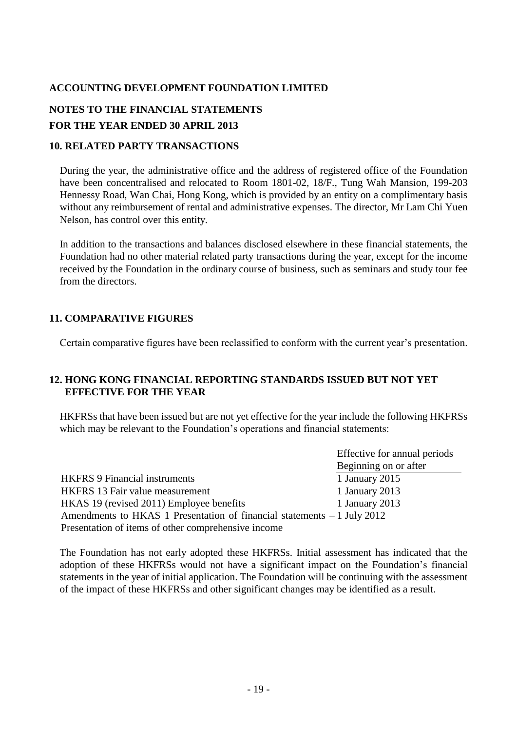**ACCOUNTING DEVELOPMENT FOUNDATION LIMITED**

**NOTES TO THE FINANCIAL STATEMENTS**
**FOR THE YEAR ENDED 30 APRIL 2013**

## 10. RELATED PARTY TRANSACTIONS

During the year, the administrative office and the address of registered office of the Foundation have been concentralised and relocated to Room 1801-02, 18/F., Tung Wah Mansion, 199-203 Hennessy Road, Wan Chai, Hong Kong, which is provided by an entity on a complimentary basis without any reimbursement of rental and administrative expenses. The director, Mr Lam Chi Yuen Nelson, has control over this entity.

In addition to the transactions and balances disclosed elsewhere in these financial statements, the Foundation had no other material related party transactions during the year, except for the income received by the Foundation in the ordinary course of business, such as seminars and study tour fee from the directors.

## 11. COMPARATIVE FIGURES

Certain comparative figures have been reclassified to conform with the current year's presentation.

## 12. HONG KONG FINANCIAL REPORTING STANDARDS ISSUED BUT NOT YET EFFECTIVE FOR THE YEAR

HKFRSs that have been issued but are not yet effective for the year include the following HKFRSs which may be relevant to the Foundation's operations and financial statements:

| | Effective for annual periods Beginning on or after |
|---|---|
| HKFRS 9 Financial instruments | 1 January 2015 |
| HKFRS 13 Fair value measurement | 1 January 2013 |
| HKAS 19 (revised 2011) Employee benefits | 1 January 2013 |
| Amendments to HKAS 1 Presentation of financial statements – Presentation of items of other comprehensive income | 1 July 2012 |

The Foundation has not early adopted these HKFRSs. Initial assessment has indicated that the adoption of these HKFRSs would not have a significant impact on the Foundation's financial statements in the year of initial application. The Foundation will be continuing with the assessment of the impact of these HKFRSs and other significant changes may be identified as a result.